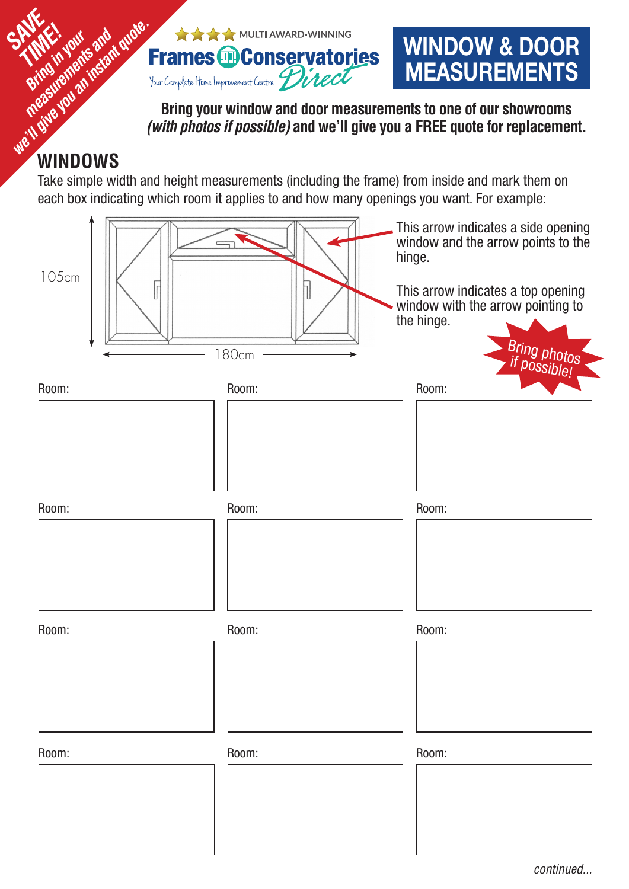**SAVE TIME!** Bring in your measurements and we'll give you an instant quote.

★★★★ MULTI AWARD-WINNING

**Frames Conservatories Direct**

Your Complete Home Improvement Centre

# WINDOW & DOOR MEASUREMENTS

**Bring your window and door measurements to one of our showrooms *(with photos if possible)* and we'll give you a FREE quote for replacement.**

## WINDOWS

Take simple width and height measurements (including the frame) from inside and mark them on each box indicating which room it applies to and how many openings you want. For example:

105cm

180cm

This arrow indicates a side opening window and the arrow points to the hinge.

This arrow indicates a top opening window with the arrow pointing to the hinge.

**Bring photos if possible!**

Room:

Room:

Room:

Room:

Room:

Room:

Room:

Room:

Room:

Room:

Room:

Room:

*continued...*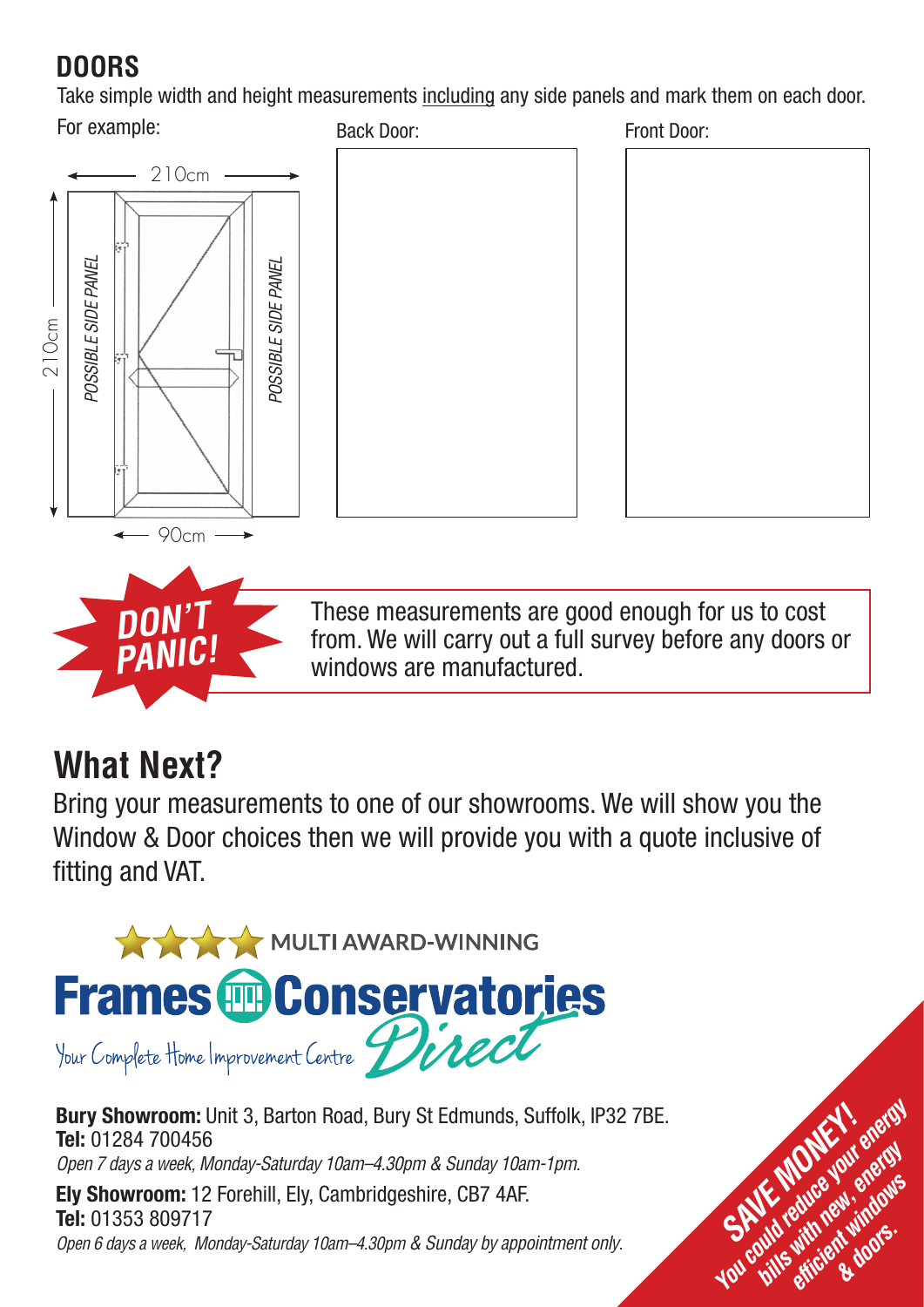## DOORS

Take simple width and height measurements <u>including</u> any side panels and mark them on each door.

For example:

210cm

210cm

*POSSIBLE SIDE PANEL*

*POSSIBLE SIDE PANEL*

90cm

Back Door:

Front Door:

***DON'T PANIC!***

These measurements are good enough for us to cost from. We will carry out a full survey before any doors or windows are manufactured.

## What Next?

Bring your measurements to one of our showrooms. We will show you the Window & Door choices then we will provide you with a quote inclusive of fitting and VAT.

MULTI AWARD-WINNING

**Frames Conservatories Direct**

Your Complete Home Improvement Centre

**Bury Showroom:** Unit 3, Barton Road, Bury St Edmunds, Suffolk, IP32 7BE.
**Tel:** 01284 700456
*Open 7 days a week, Monday-Saturday 10am–4.30pm & Sunday 10am-1pm.*

**Ely Showroom:** 12 Forehill, Ely, Cambridgeshire, CB7 4AF.
**Tel:** 01353 809717
*Open 6 days a week, Monday-Saturday 10am–4.30pm & Sunday by appointment only.*

**SAVE MONEY!** You could reduce your energy bills with new, energy efficient windows & doors.